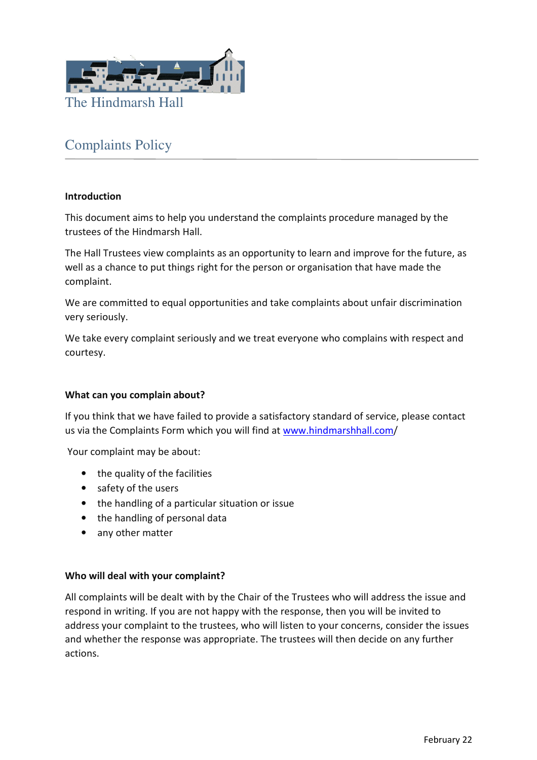The Hindmarsh Hall

# Complaints Policy

## Introduction

This document aims to help you understand the complaints procedure managed by the trustees of the Hindmarsh Hall.

The Hall Trustees view complaints as an opportunity to learn and improve for the future, as well as a chance to put things right for the person or organisation that have made the complaint.

We are committed to equal opportunities and take complaints about unfair discrimination very seriously.

We take every complaint seriously and we treat everyone who complains with respect and courtesy.

## What can you complain about?

If you think that we have failed to provide a satisfactory standard of service, please contact us via the Complaints Form which you will find at www.hindmarshhall.com/

Your complaint may be about:

- the quality of the facilities
- safety of the users
- the handling of a particular situation or issue
- the handling of personal data
- any other matter

## Who will deal with your complaint?

All complaints will be dealt with by the Chair of the Trustees who will address the issue and respond in writing. If you are not happy with the response, then you will be invited to address your complaint to the trustees, who will listen to your concerns, consider the issues and whether the response was appropriate. The trustees will then decide on any further actions.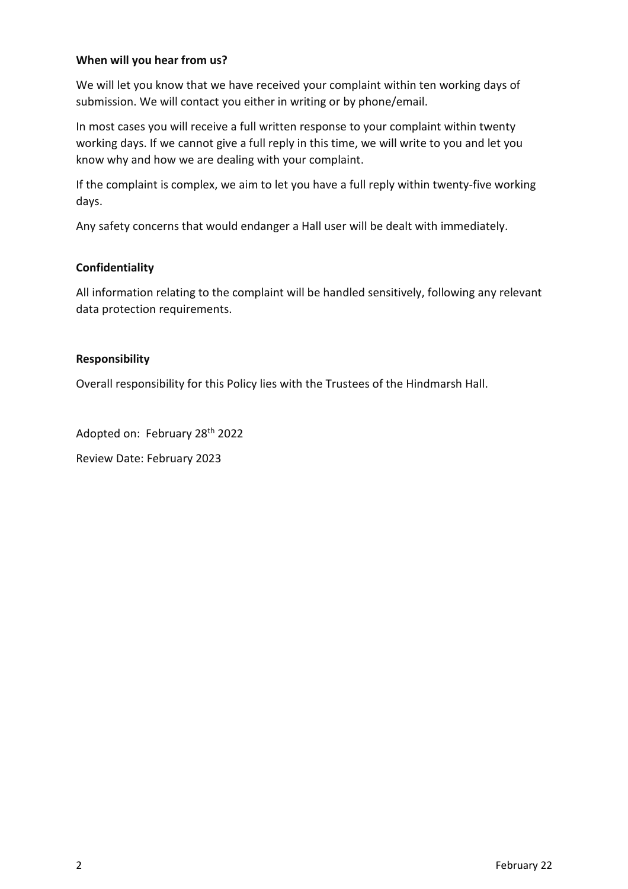**When will you hear from us?**

We will let you know that we have received your complaint within ten working days of submission. We will contact you either in writing or by phone/email.

In most cases you will receive a full written response to your complaint within twenty working days. If we cannot give a full reply in this time, we will write to you and let you know why and how we are dealing with your complaint.

If the complaint is complex, we aim to let you have a full reply within twenty-five working days.

Any safety concerns that would endanger a Hall user will be dealt with immediately.

**Confidentiality**

All information relating to the complaint will be handled sensitively, following any relevant data protection requirements.

**Responsibility**

Overall responsibility for this Policy lies with the Trustees of the Hindmarsh Hall.

Adopted on: February 28th 2022

Review Date: February 2023